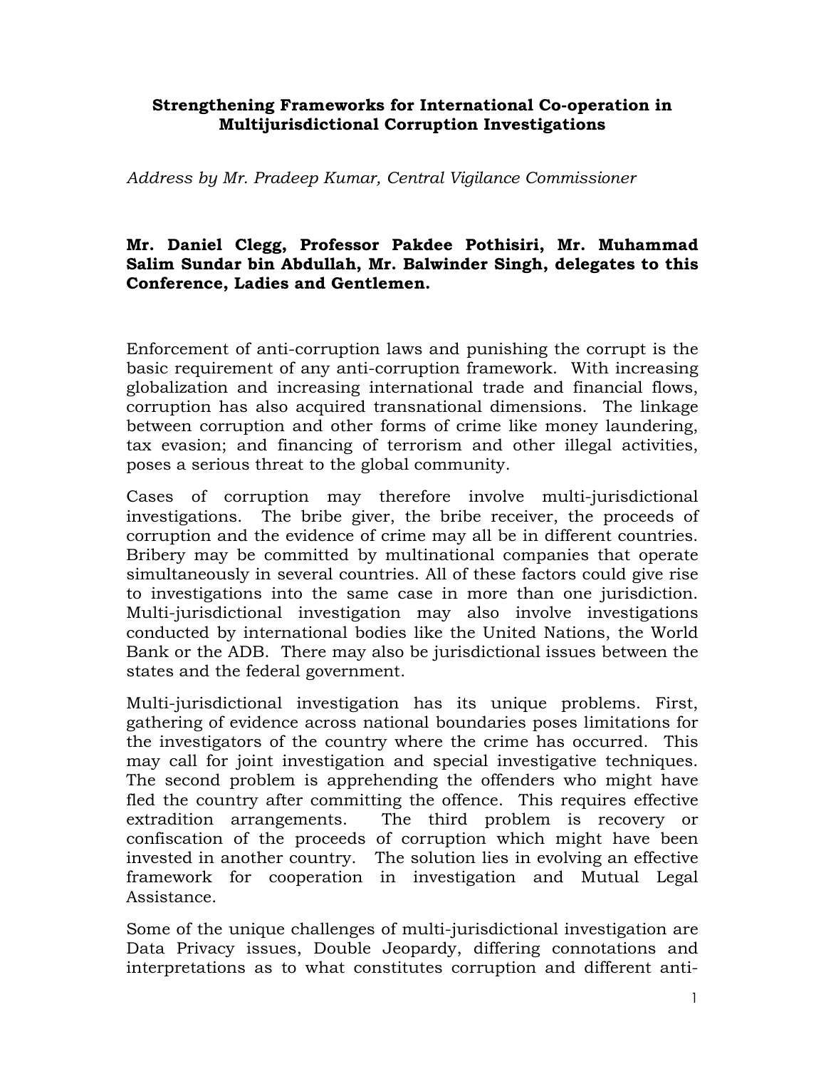# Strengthening Frameworks for International Co-operation in Multijurisdictional Corruption Investigations

*Address by Mr. Pradeep Kumar, Central Vigilance Commissioner*

**Mr. Daniel Clegg, Professor Pakdee Pothisiri, Mr. Muhammad Salim Sundar bin Abdullah, Mr. Balwinder Singh, delegates to this Conference, Ladies and Gentlemen.**

Enforcement of anti-corruption laws and punishing the corrupt is the basic requirement of any anti-corruption framework. With increasing globalization and increasing international trade and financial flows, corruption has also acquired transnational dimensions. The linkage between corruption and other forms of crime like money laundering, tax evasion; and financing of terrorism and other illegal activities, poses a serious threat to the global community.

Cases of corruption may therefore involve multi-jurisdictional investigations. The bribe giver, the bribe receiver, the proceeds of corruption and the evidence of crime may all be in different countries. Bribery may be committed by multinational companies that operate simultaneously in several countries. All of these factors could give rise to investigations into the same case in more than one jurisdiction. Multi-jurisdictional investigation may also involve investigations conducted by international bodies like the United Nations, the World Bank or the ADB. There may also be jurisdictional issues between the states and the federal government.

Multi-jurisdictional investigation has its unique problems. First, gathering of evidence across national boundaries poses limitations for the investigators of the country where the crime has occurred. This may call for joint investigation and special investigative techniques. The second problem is apprehending the offenders who might have fled the country after committing the offence. This requires effective extradition arrangements. The third problem is recovery or confiscation of the proceeds of corruption which might have been invested in another country. The solution lies in evolving an effective framework for cooperation in investigation and Mutual Legal Assistance.

Some of the unique challenges of multi-jurisdictional investigation are Data Privacy issues, Double Jeopardy, differing connotations and interpretations as to what constitutes corruption and different anti-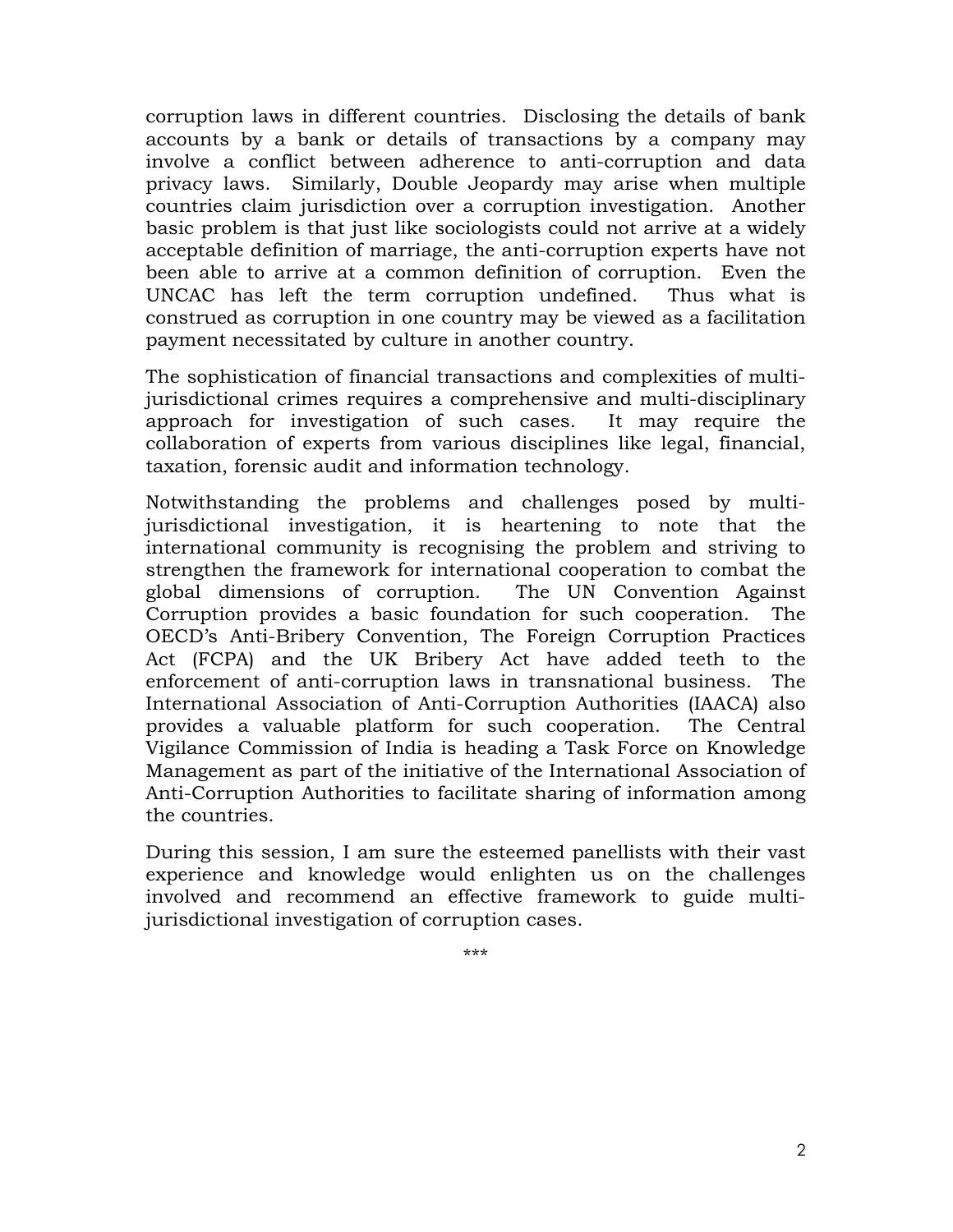corruption laws in different countries. Disclosing the details of bank accounts by a bank or details of transactions by a company may involve a conflict between adherence to anti-corruption and data privacy laws. Similarly, Double Jeopardy may arise when multiple countries claim jurisdiction over a corruption investigation. Another basic problem is that just like sociologists could not arrive at a widely acceptable definition of marriage, the anti-corruption experts have not been able to arrive at a common definition of corruption. Even the UNCAC has left the term corruption undefined. Thus what is construed as corruption in one country may be viewed as a facilitation payment necessitated by culture in another country.

The sophistication of financial transactions and complexities of multi-jurisdictional crimes requires a comprehensive and multi-disciplinary approach for investigation of such cases. It may require the collaboration of experts from various disciplines like legal, financial, taxation, forensic audit and information technology.

Notwithstanding the problems and challenges posed by multi-jurisdictional investigation, it is heartening to note that the international community is recognising the problem and striving to strengthen the framework for international cooperation to combat the global dimensions of corruption. The UN Convention Against Corruption provides a basic foundation for such cooperation. The OECD's Anti-Bribery Convention, The Foreign Corruption Practices Act (FCPA) and the UK Bribery Act have added teeth to the enforcement of anti-corruption laws in transnational business. The International Association of Anti-Corruption Authorities (IAACA) also provides a valuable platform for such cooperation. The Central Vigilance Commission of India is heading a Task Force on Knowledge Management as part of the initiative of the International Association of Anti-Corruption Authorities to facilitate sharing of information among the countries.

During this session, I am sure the esteemed panellists with their vast experience and knowledge would enlighten us on the challenges involved and recommend an effective framework to guide multi-jurisdictional investigation of corruption cases.

***